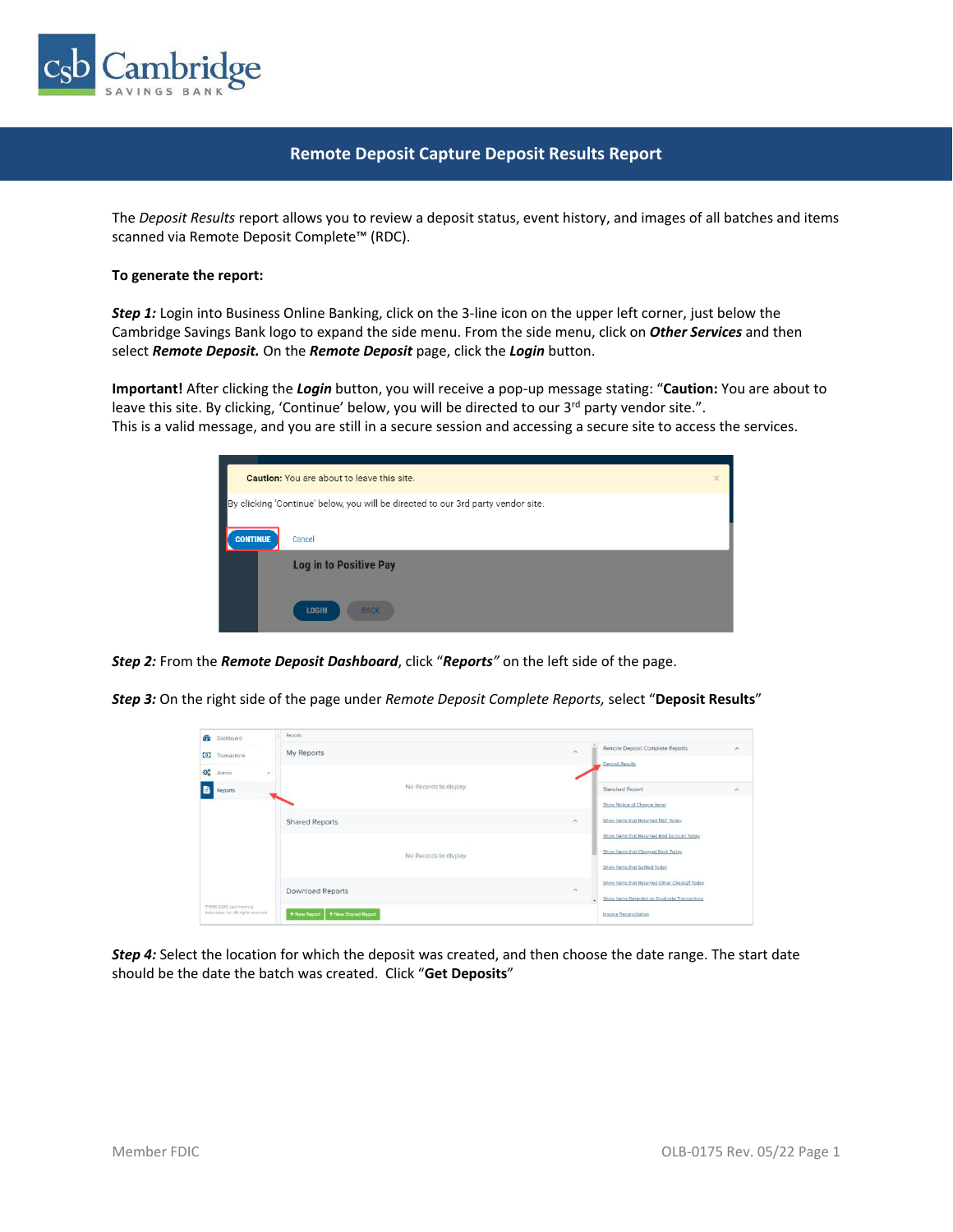# Remote Deposit Capture Deposit Results Report

The *Deposit Results* report allows you to review a deposit status, event history, and images of all batches and items scanned via Remote Deposit Complete™ (RDC).

**To generate the report:**

***Step 1:*** Login into Business Online Banking, click on the 3-line icon on the upper left corner, just below the Cambridge Savings Bank logo to expand the side menu. From the side menu, click on ***Other Services*** and then select ***Remote Deposit.*** On the ***Remote Deposit*** page, click the ***Login*** button.

**Important!** After clicking the ***Login*** button, you will receive a pop-up message stating: "**Caution:** You are about to leave this site. By clicking, 'Continue' below, you will be directed to our 3rd party vendor site.".
This is a valid message, and you are still in a secure session and accessing a secure site to access the services.

***Step 2:*** From the ***Remote Deposit Dashboard***, click "***Reports"*** on the left side of the page.

***Step 3:*** On the right side of the page under *Remote Deposit Complete Reports,* select "**Deposit Results**"

***Step 4:*** Select the location for which the deposit was created, and then choose the date range. The start date should be the date the batch was created. Click "**Get Deposits**"

Member FDIC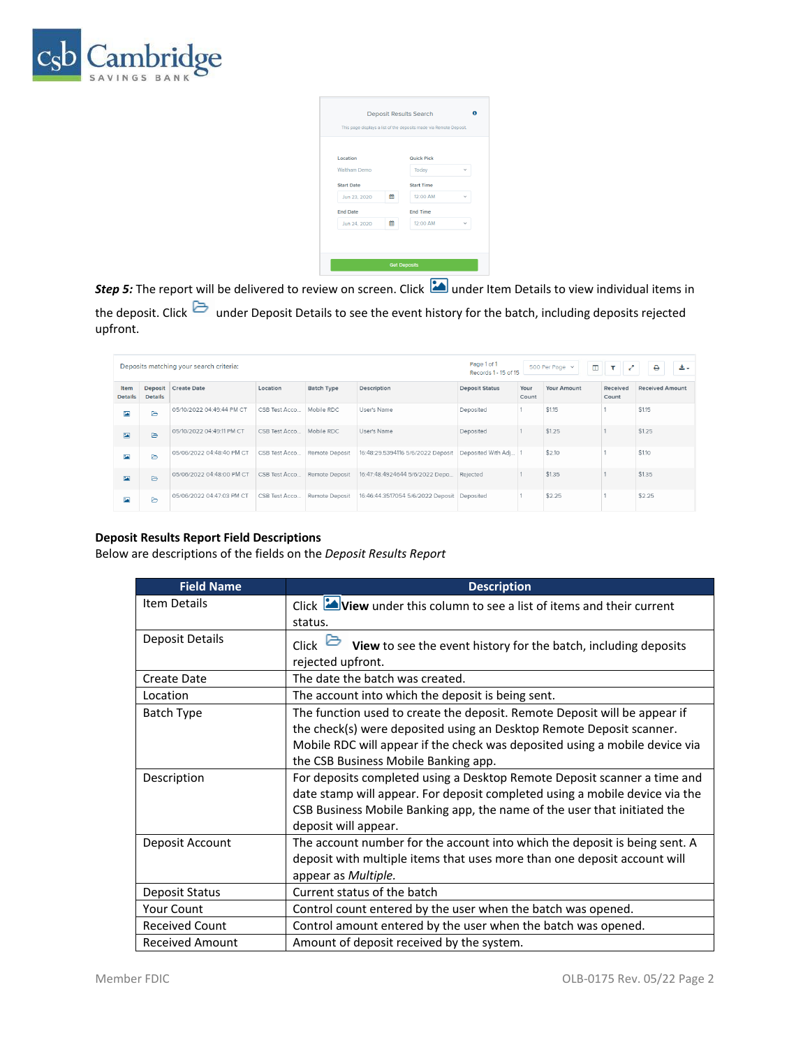Deposit Results Search

This page displays a list of the deposits made via Remote Deposit.

Location: Waltham Demo
Quick Pick: Today
Start Date: Jun 23, 2020
Start Time: 12:00 AM
End Date: Jun 24, 2020
End Time: 12:00 AM

Get Deposits

***Step 5:*** The report will be delivered to review on screen. Click [image icon] under Item Details to view individual items in the deposit. Click [folder icon] under Deposit Details to see the event history for the batch, including deposits rejected upfront.

Deposits matching your search criteria:

Page 1 of 1
Records 1 - 15 of 15

| Item Details | Deposit Details | Create Date | Location | Batch Type | Description | Deposit Status | Your Count | Your Amount | Received Count | Received Amount |
|---|---|---|---|---|---|---|---|---|---|---|
| | | 05/10/2022 04:49:44 PM CT | CSB Test Acco... | Mobile RDC | User's Name | Deposited | 1 | $1.15 | 1 | $1.15 |
| | | 05/10/2022 04:49:11 PM CT | CSB Test Acco... | Mobile RDC | User's Name | Deposited | 1 | $1.25 | 1 | $1.25 |
| | | 05/06/2022 04:48:40 PM CT | CSB Test Acco... | Remote Deposit | 16:48:29.5394116 5/6/2022 Deposit | Deposited With Adj... | 1 | $2.10 | 1 | $1.10 |
| | | 05/06/2022 04:48:00 PM CT | CSB Test Acco... | Remote Deposit | 16:47:48.4924644 5/6/2022 Depo... | Rejected | 1 | $1.35 | 1 | $1.35 |
| | | 05/06/2022 04:47:03 PM CT | CSB Test Acco... | Remote Deposit | 16:46:44.3517054 5/6/2022 Deposit | Deposited | 1 | $2.25 | 1 | $2.25 |

**Deposit Results Report Field Descriptions**

Below are descriptions of the fields on the *Deposit Results Report*

| Field Name | Description |
|---|---|
| Item Details | Click **View** under this column to see a list of items and their current status. |
| Deposit Details | Click **View** to see the event history for the batch, including deposits rejected upfront. |
| Create Date | The date the batch was created. |
| Location | The account into which the deposit is being sent. |
| Batch Type | The function used to create the deposit. Remote Deposit will be appear if the check(s) were deposited using an Desktop Remote Deposit scanner. Mobile RDC will appear if the check was deposited using a mobile device via the CSB Business Mobile Banking app. |
| Description | For deposits completed using a Desktop Remote Deposit scanner a time and date stamp will appear. For deposit completed using a mobile device via the CSB Business Mobile Banking app, the name of the user that initiated the deposit will appear. |
| Deposit Account | The account number for the account into which the deposit is being sent. A deposit with multiple items that uses more than one deposit account will appear as *Multiple*. |
| Deposit Status | Current status of the batch |
| Your Count | Control count entered by the user when the batch was opened. |
| Received Count | Control amount entered by the user when the batch was opened. |
| Received Amount | Amount of deposit received by the system. |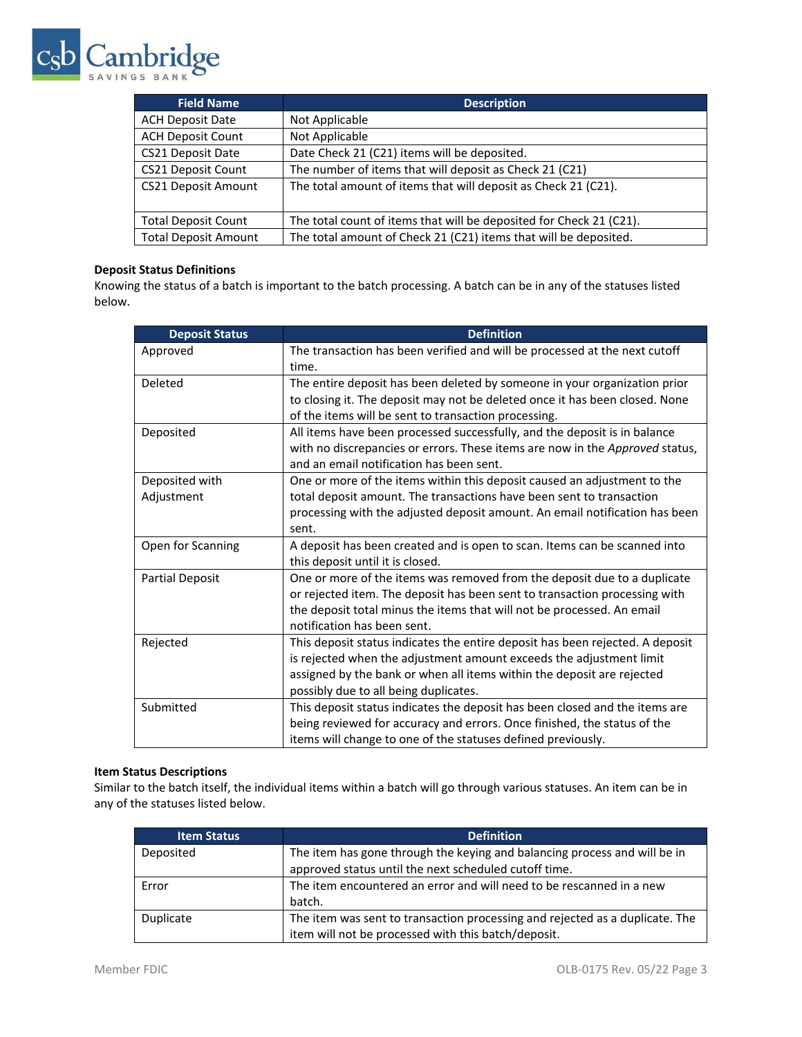| Field Name | Description |
|---|---|
| ACH Deposit Date | Not Applicable |
| ACH Deposit Count | Not Applicable |
| CS21 Deposit Date | Date Check 21 (C21) items will be deposited. |
| CS21 Deposit Count | The number of items that will deposit as Check 21 (C21) |
| CS21 Deposit Amount | The total amount of items that will deposit as Check 21 (C21). |
| Total Deposit Count | The total count of items that will be deposited for Check 21 (C21). |
| Total Deposit Amount | The total amount of Check 21 (C21) items that will be deposited. |

**Deposit Status Definitions**

Knowing the status of a batch is important to the batch processing. A batch can be in any of the statuses listed below.

| Deposit Status | Definition |
|---|---|
| Approved | The transaction has been verified and will be processed at the next cutoff time. |
| Deleted | The entire deposit has been deleted by someone in your organization prior to closing it. The deposit may not be deleted once it has been closed. None of the items will be sent to transaction processing. |
| Deposited | All items have been processed successfully, and the deposit is in balance with no discrepancies or errors. These items are now in the *Approved* status, and an email notification has been sent. |
| Deposited with Adjustment | One or more of the items within this deposit caused an adjustment to the total deposit amount. The transactions have been sent to transaction processing with the adjusted deposit amount. An email notification has been sent. |
| Open for Scanning | A deposit has been created and is open to scan. Items can be scanned into this deposit until it is closed. |
| Partial Deposit | One or more of the items was removed from the deposit due to a duplicate or rejected item. The deposit has been sent to transaction processing with the deposit total minus the items that will not be processed. An email notification has been sent. |
| Rejected | This deposit status indicates the entire deposit has been rejected. A deposit is rejected when the adjustment amount exceeds the adjustment limit assigned by the bank or when all items within the deposit are rejected possibly due to all being duplicates. |
| Submitted | This deposit status indicates the deposit has been closed and the items are being reviewed for accuracy and errors. Once finished, the status of the items will change to one of the statuses defined previously. |

**Item Status Descriptions**

Similar to the batch itself, the individual items within a batch will go through various statuses. An item can be in any of the statuses listed below.

| Item Status | Definition |
|---|---|
| Deposited | The item has gone through the keying and balancing process and will be in approved status until the next scheduled cutoff time. |
| Error | The item encountered an error and will need to be rescanned in a new batch. |
| Duplicate | The item was sent to transaction processing and rejected as a duplicate. The item will not be processed with this batch/deposit. |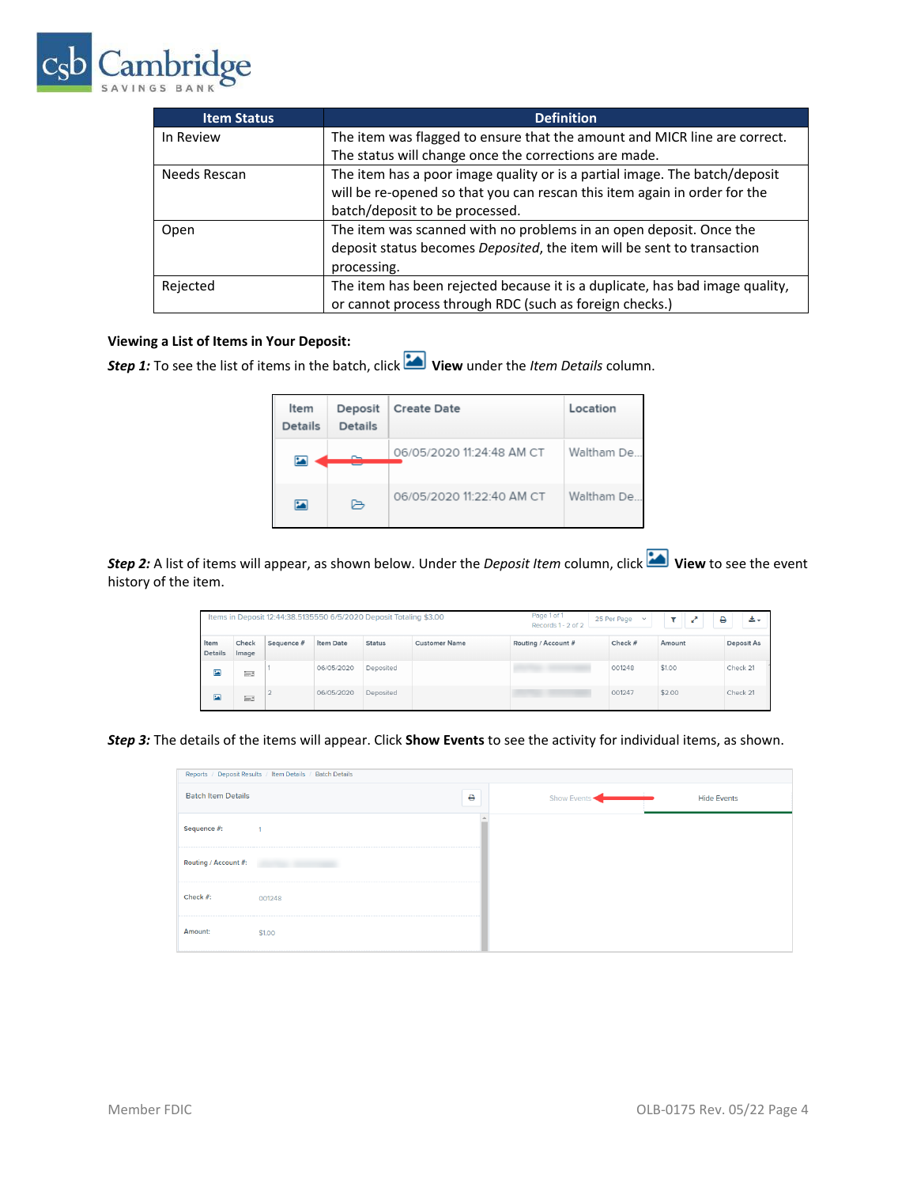| Item Status | Definition |
| --- | --- |
| In Review | The item was flagged to ensure that the amount and MICR line are correct. The status will change once the corrections are made. |
| Needs Rescan | The item has a poor image quality or is a partial image. The batch/deposit will be re-opened so that you can rescan this item again in order for the batch/deposit to be processed. |
| Open | The item was scanned with no problems in an open deposit. Once the deposit status becomes *Deposited*, the item will be sent to transaction processing. |
| Rejected | The item has been rejected because it is a duplicate, has bad image quality, or cannot process through RDC (such as foreign checks.) |

**Viewing a List of Items in Your Deposit:**

***Step 1:*** To see the list of items in the batch, click **View** under the *Item Details* column.

***Step 2:*** A list of items will appear, as shown below. Under the *Deposit Item* column, click **View** to see the event history of the item.

***Step 3:*** The details of the items will appear. Click **Show Events** to see the activity for individual items, as shown.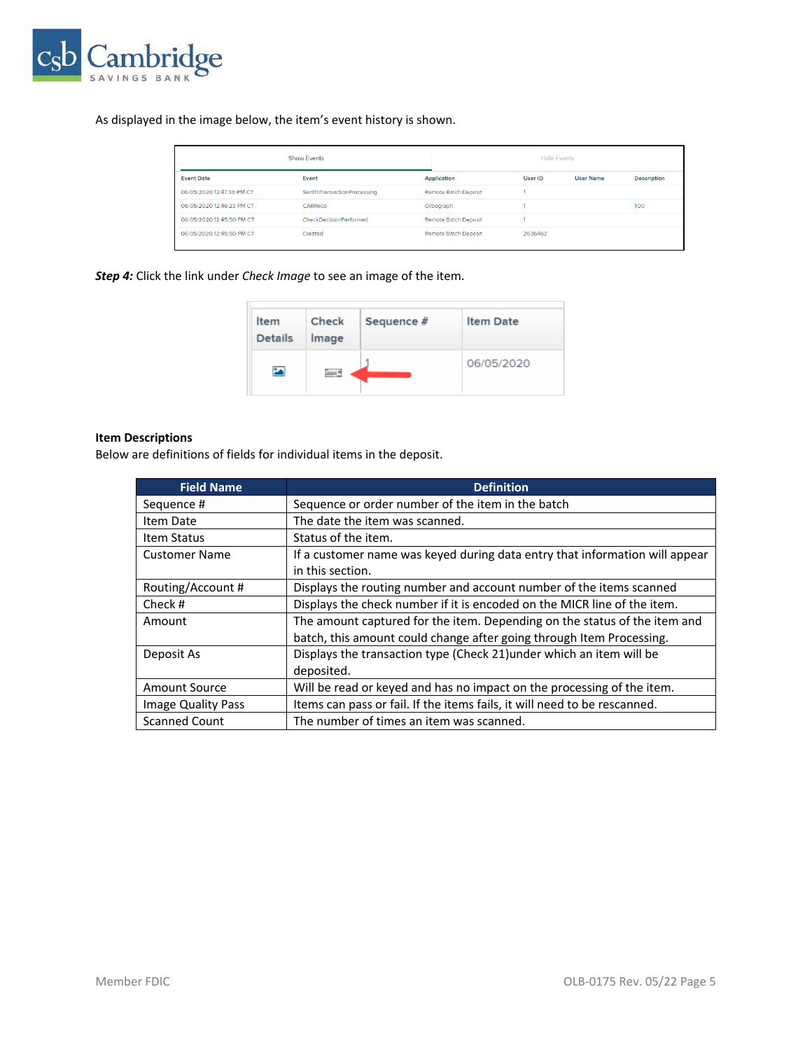As displayed in the image below, the item's event history is shown.

| Event Date | Event | Application | User ID | User Name | Description |
|---|---|---|---|---|---|
| 06/05/2020 12:47:36 PM CT | SentToTransactionProcessing | Remote Batch Deposit | 1 | | |
| 06/05/2020 12:46:23 PM CT | CARReco | Orbograph | 1 | | 1.00 |
| 06/05/2020 12:45:50 PM CT | CheckDecisionPerformed | Remote Batch Deposit | 1 | | |
| 06/05/2020 12:45:50 PM CT | Created | Remote Batch Deposit | 2636462 | | |

***Step 4:*** Click the link under *Check Image* to see an image of the item.

| Item Details | Check Image | Sequence # | Item Date |
|---|---|---|---|
| | | 1 | 06/05/2020 |

**Item Descriptions**

Below are definitions of fields for individual items in the deposit.

| Field Name | Definition |
|---|---|
| Sequence # | Sequence or order number of the item in the batch |
| Item Date | The date the item was scanned. |
| Item Status | Status of the item. |
| Customer Name | If a customer name was keyed during data entry that information will appear in this section. |
| Routing/Account # | Displays the routing number and account number of the items scanned |
| Check # | Displays the check number if it is encoded on the MICR line of the item. |
| Amount | The amount captured for the item. Depending on the status of the item and batch, this amount could change after going through Item Processing. |
| Deposit As | Displays the transaction type (Check 21)under which an item will be deposited. |
| Amount Source | Will be read or keyed and has no impact on the processing of the item. |
| Image Quality Pass | Items can pass or fail. If the items fails, it will need to be rescanned. |
| Scanned Count | The number of times an item was scanned. |